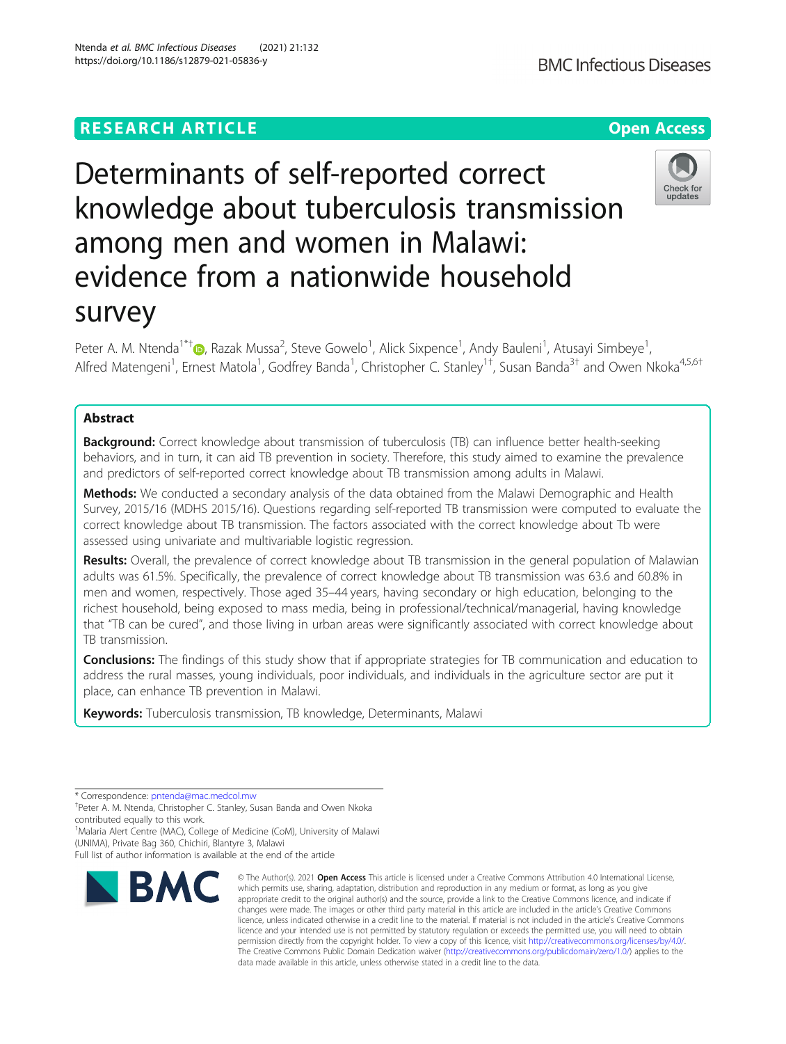RESEARCH ARTICLE

Open Access

# Determinants of self-reported correct knowledge about tuberculosis transmission among men and women in Malawi: evidence from a nationwide household survey

Peter A. M. Ntenda[1*†], Razak Mussa[2], Steve Gowelo[1], Alick Sixpence[1], Andy Bauleni[1], Atusayi Simbeye[1], Alfred Matengeni[1], Ernest Matola[1], Godfrey Banda[1], Christopher C. Stanley[1†], Susan Banda[3†] and Owen Nkoka[4,5,6†]

## Abstract

**Background:** Correct knowledge about transmission of tuberculosis (TB) can influence better health-seeking behaviors, and in turn, it can aid TB prevention in society. Therefore, this study aimed to examine the prevalence and predictors of self-reported correct knowledge about TB transmission among adults in Malawi.

**Methods:** We conducted a secondary analysis of the data obtained from the Malawi Demographic and Health Survey, 2015/16 (MDHS 2015/16). Questions regarding self-reported TB transmission were computed to evaluate the correct knowledge about TB transmission. The factors associated with the correct knowledge about Tb were assessed using univariate and multivariable logistic regression.

**Results:** Overall, the prevalence of correct knowledge about TB transmission in the general population of Malawian adults was 61.5%. Specifically, the prevalence of correct knowledge about TB transmission was 63.6 and 60.8% in men and women, respectively. Those aged 35–44 years, having secondary or high education, belonging to the richest household, being exposed to mass media, being in professional/technical/managerial, having knowledge that "TB can be cured", and those living in urban areas were significantly associated with correct knowledge about TB transmission.

**Conclusions:** The findings of this study show that if appropriate strategies for TB communication and education to address the rural masses, young individuals, poor individuals, and individuals in the agriculture sector are put it place, can enhance TB prevention in Malawi.

**Keywords:** Tuberculosis transmission, TB knowledge, Determinants, Malawi

---

* Correspondence: pntenda@mac.medcol.mw

†Peter A. M. Ntenda, Christopher C. Stanley, Susan Banda and Owen Nkoka contributed equally to this work.

[1]Malaria Alert Centre (MAC), College of Medicine (CoM), University of Malawi (UNIMA), Private Bag 360, Chichiri, Blantyre 3, Malawi

Full list of author information is available at the end of the article

© The Author(s). 2021 **Open Access** This article is licensed under a Creative Commons Attribution 4.0 International License, which permits use, sharing, adaptation, distribution and reproduction in any medium or format, as long as you give appropriate credit to the original author(s) and the source, provide a link to the Creative Commons licence, and indicate if changes were made. The images or other third party material in this article are included in the article's Creative Commons licence, unless indicated otherwise in a credit line to the material. If material is not included in the article's Creative Commons licence and your intended use is not permitted by statutory regulation or exceeds the permitted use, you will need to obtain permission directly from the copyright holder. To view a copy of this licence, visit http://creativecommons.org/licenses/by/4.0/. The Creative Commons Public Domain Dedication waiver (http://creativecommons.org/publicdomain/zero/1.0/) applies to the data made available in this article, unless otherwise stated in a credit line to the data.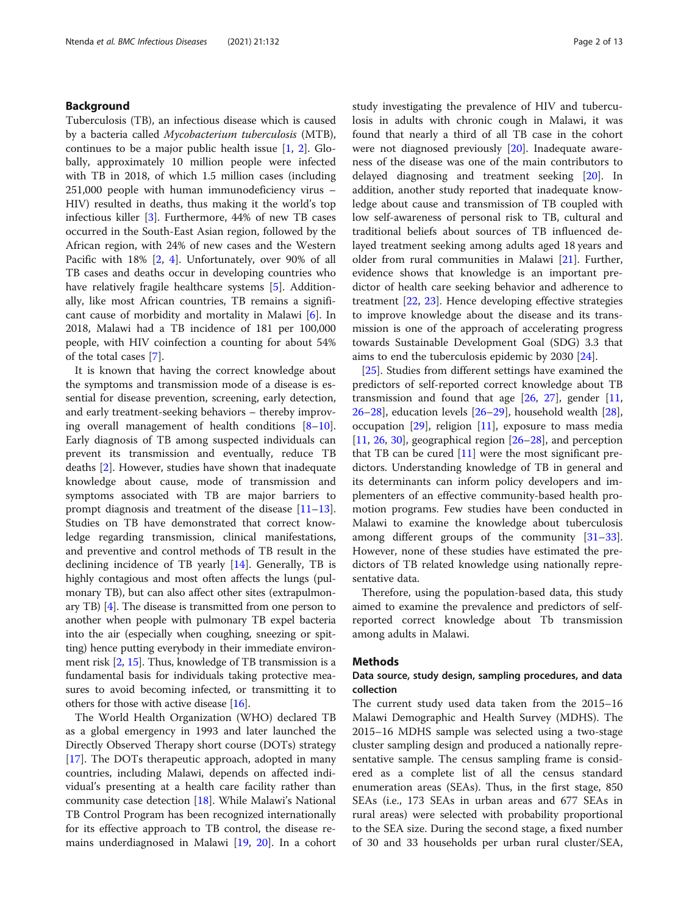## Background

Tuberculosis (TB), an infectious disease which is caused by a bacteria called *Mycobacterium tuberculosis* (MTB), continues to be a major public health issue [1, 2]. Globally, approximately 10 million people were infected with TB in 2018, of which 1.5 million cases (including 251,000 people with human immunodeficiency virus – HIV) resulted in deaths, thus making it the world's top infectious killer [3]. Furthermore, 44% of new TB cases occurred in the South-East Asian region, followed by the African region, with 24% of new cases and the Western Pacific with 18% [2, 4]. Unfortunately, over 90% of all TB cases and deaths occur in developing countries who have relatively fragile healthcare systems [5]. Additionally, like most African countries, TB remains a significant cause of morbidity and mortality in Malawi [6]. In 2018, Malawi had a TB incidence of 181 per 100,000 people, with HIV coinfection a counting for about 54% of the total cases [7].

It is known that having the correct knowledge about the symptoms and transmission mode of a disease is essential for disease prevention, screening, early detection, and early treatment-seeking behaviors – thereby improving overall management of health conditions [8–10]. Early diagnosis of TB among suspected individuals can prevent its transmission and eventually, reduce TB deaths [2]. However, studies have shown that inadequate knowledge about cause, mode of transmission and symptoms associated with TB are major barriers to prompt diagnosis and treatment of the disease [11–13]. Studies on TB have demonstrated that correct knowledge regarding transmission, clinical manifestations, and preventive and control methods of TB result in the declining incidence of TB yearly [14]. Generally, TB is highly contagious and most often affects the lungs (pulmonary TB), but can also affect other sites (extrapulmonary TB) [4]. The disease is transmitted from one person to another when people with pulmonary TB expel bacteria into the air (especially when coughing, sneezing or spitting) hence putting everybody in their immediate environment risk [2, 15]. Thus, knowledge of TB transmission is a fundamental basis for individuals taking protective measures to avoid becoming infected, or transmitting it to others for those with active disease [16].

The World Health Organization (WHO) declared TB as a global emergency in 1993 and later launched the Directly Observed Therapy short course (DOTs) strategy [17]. The DOTs therapeutic approach, adopted in many countries, including Malawi, depends on affected individual's presenting at a health care facility rather than community case detection [18]. While Malawi's National TB Control Program has been recognized internationally for its effective approach to TB control, the disease remains underdiagnosed in Malawi [19, 20]. In a cohort study investigating the prevalence of HIV and tuberculosis in adults with chronic cough in Malawi, it was found that nearly a third of all TB case in the cohort were not diagnosed previously [20]. Inadequate awareness of the disease was one of the main contributors to delayed diagnosing and treatment seeking [20]. In addition, another study reported that inadequate knowledge about cause and transmission of TB coupled with low self-awareness of personal risk to TB, cultural and traditional beliefs about sources of TB influenced delayed treatment seeking among adults aged 18 years and older from rural communities in Malawi [21]. Further, evidence shows that knowledge is an important predictor of health care seeking behavior and adherence to treatment [22, 23]. Hence developing effective strategies to improve knowledge about the disease and its transmission is one of the approach of accelerating progress towards Sustainable Development Goal (SDG) 3.3 that aims to end the tuberculosis epidemic by 2030 [24].

[25]. Studies from different settings have examined the predictors of self-reported correct knowledge about TB transmission and found that age [26, 27], gender [11, 26–28], education levels [26–29], household wealth [28], occupation [29], religion [11], exposure to mass media [11, 26, 30], geographical region [26–28], and perception that TB can be cured [11] were the most significant predictors. Understanding knowledge of TB in general and its determinants can inform policy developers and implementers of an effective community-based health promotion programs. Few studies have been conducted in Malawi to examine the knowledge about tuberculosis among different groups of the community [31–33]. However, none of these studies have estimated the predictors of TB related knowledge using nationally representative data.

Therefore, using the population-based data, this study aimed to examine the prevalence and predictors of self-reported correct knowledge about Tb transmission among adults in Malawi.

## Methods

### Data source, study design, sampling procedures, and data collection

The current study used data taken from the 2015–16 Malawi Demographic and Health Survey (MDHS). The 2015–16 MDHS sample was selected using a two-stage cluster sampling design and produced a nationally representative sample. The census sampling frame is considered as a complete list of all the census standard enumeration areas (SEAs). Thus, in the first stage, 850 SEAs (i.e., 173 SEAs in urban areas and 677 SEAs in rural areas) were selected with probability proportional to the SEA size. During the second stage, a fixed number of 30 and 33 households per urban rural cluster/SEA,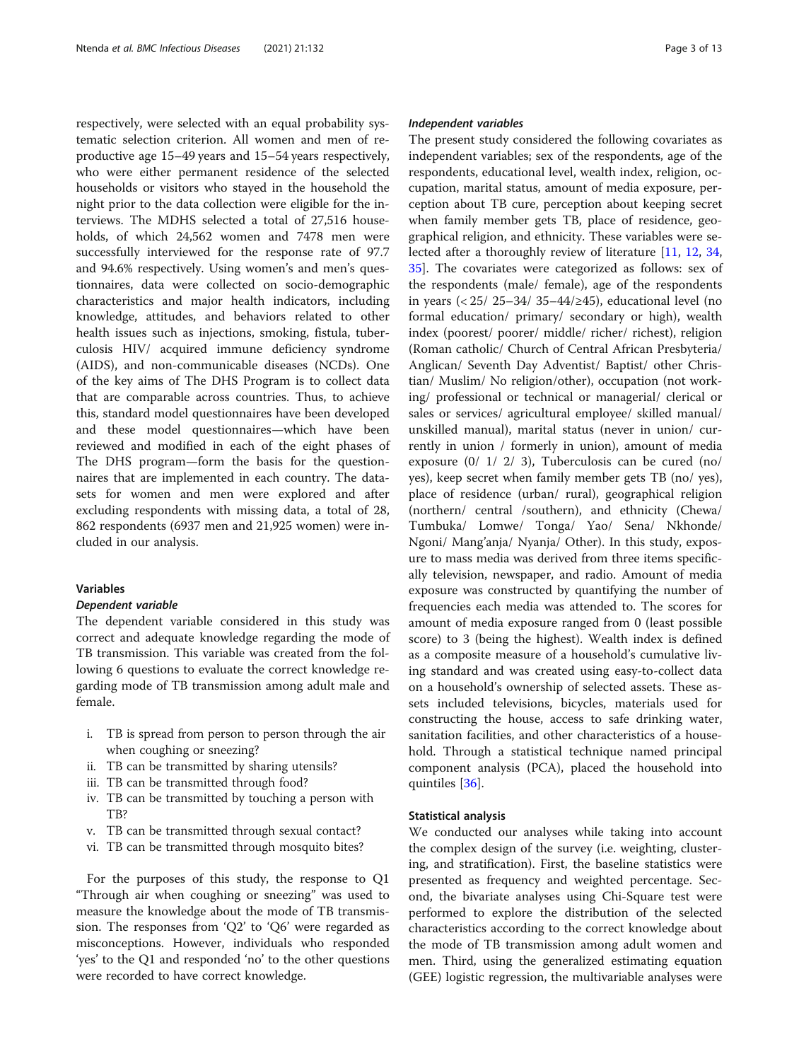respectively, were selected with an equal probability systematic selection criterion. All women and men of reproductive age 15–49 years and 15–54 years respectively, who were either permanent residence of the selected households or visitors who stayed in the household the night prior to the data collection were eligible for the interviews. The MDHS selected a total of 27,516 households, of which 24,562 women and 7478 men were successfully interviewed for the response rate of 97.7 and 94.6% respectively. Using women's and men's questionnaires, data were collected on socio-demographic characteristics and major health indicators, including knowledge, attitudes, and behaviors related to other health issues such as injections, smoking, fistula, tuberculosis HIV/ acquired immune deficiency syndrome (AIDS), and non-communicable diseases (NCDs). One of the key aims of The DHS Program is to collect data that are comparable across countries. Thus, to achieve this, standard model questionnaires have been developed and these model questionnaires—which have been reviewed and modified in each of the eight phases of The DHS program—form the basis for the questionnaires that are implemented in each country. The datasets for women and men were explored and after excluding respondents with missing data, a total of 28,862 respondents (6937 men and 21,925 women) were included in our analysis.

## Variables

### *Dependent variable*

The dependent variable considered in this study was correct and adequate knowledge regarding the mode of TB transmission. This variable was created from the following 6 questions to evaluate the correct knowledge regarding mode of TB transmission among adult male and female.

i. TB is spread from person to person through the air when coughing or sneezing?
ii. TB can be transmitted by sharing utensils?
iii. TB can be transmitted through food?
iv. TB can be transmitted by touching a person with TB?
v. TB can be transmitted through sexual contact?
vi. TB can be transmitted through mosquito bites?

For the purposes of this study, the response to Q1 "Through air when coughing or sneezing" was used to measure the knowledge about the mode of TB transmission. The responses from 'Q2' to 'Q6' were regarded as misconceptions. However, individuals who responded 'yes' to the Q1 and responded 'no' to the other questions were recorded to have correct knowledge.

### *Independent variables*

The present study considered the following covariates as independent variables; sex of the respondents, age of the respondents, educational level, wealth index, religion, occupation, marital status, amount of media exposure, perception about TB cure, perception about keeping secret when family member gets TB, place of residence, geographical religion, and ethnicity. These variables were selected after a thoroughly review of literature [11, 12, 34, 35]. The covariates were categorized as follows: sex of the respondents (male/ female), age of the respondents in years (< 25/ 25–34/ 35–44/≥45), educational level (no formal education/ primary/ secondary or high), wealth index (poorest/ poorer/ middle/ richer/ richest), religion (Roman catholic/ Church of Central African Presbyteria/ Anglican/ Seventh Day Adventist/ Baptist/ other Christian/ Muslim/ No religion/other), occupation (not working/ professional or technical or managerial/ clerical or sales or services/ agricultural employee/ skilled manual/ unskilled manual), marital status (never in union/ currently in union / formerly in union), amount of media exposure (0/ 1/ 2/ 3), Tuberculosis can be cured (no/ yes), keep secret when family member gets TB (no/ yes), place of residence (urban/ rural), geographical religion (northern/ central /southern), and ethnicity (Chewa/ Tumbuka/ Lomwe/ Tonga/ Yao/ Sena/ Nkhonde/ Ngoni/ Mang'anja/ Nyanja/ Other). In this study, exposure to mass media was derived from three items specifically television, newspaper, and radio. Amount of media exposure was constructed by quantifying the number of frequencies each media was attended to. The scores for amount of media exposure ranged from 0 (least possible score) to 3 (being the highest). Wealth index is defined as a composite measure of a household's cumulative living standard and was created using easy-to-collect data on a household's ownership of selected assets. These assets included televisions, bicycles, materials used for constructing the house, access to safe drinking water, sanitation facilities, and other characteristics of a household. Through a statistical technique named principal component analysis (PCA), placed the household into quintiles [36].

### Statistical analysis

We conducted our analyses while taking into account the complex design of the survey (i.e. weighting, clustering, and stratification). First, the baseline statistics were presented as frequency and weighted percentage. Second, the bivariate analyses using Chi-Square test were performed to explore the distribution of the selected characteristics according to the correct knowledge about the mode of TB transmission among adult women and men. Third, using the generalized estimating equation (GEE) logistic regression, the multivariable analyses were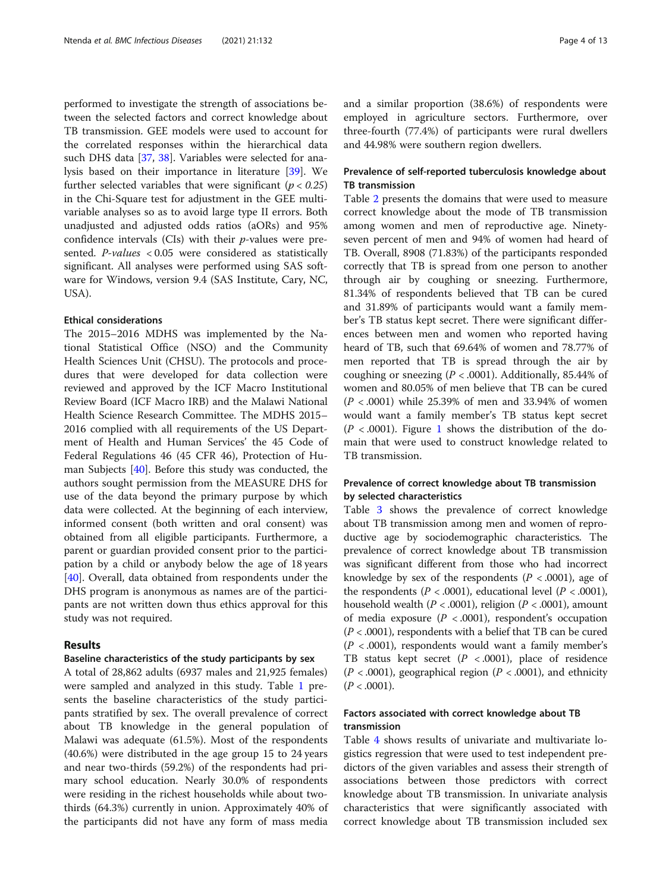performed to investigate the strength of associations between the selected factors and correct knowledge about TB transmission. GEE models were used to account for the correlated responses within the hierarchical data such DHS data [37, 38]. Variables were selected for analysis based on their importance in literature [39]. We further selected variables that were significant ($p < 0.25$) in the Chi-Square test for adjustment in the GEE multivariable analyses so as to avoid large type II errors. Both unadjusted and adjusted odds ratios (aORs) and 95% confidence intervals (CIs) with their *p*-values were presented. *P-values* < 0.05 were considered as statistically significant. All analyses were performed using SAS software for Windows, version 9.4 (SAS Institute, Cary, NC, USA).

### Ethical considerations

The 2015–2016 MDHS was implemented by the National Statistical Office (NSO) and the Community Health Sciences Unit (CHSU). The protocols and procedures that were developed for data collection were reviewed and approved by the ICF Macro Institutional Review Board (ICF Macro IRB) and the Malawi National Health Science Research Committee. The MDHS 2015–2016 complied with all requirements of the US Department of Health and Human Services' the 45 Code of Federal Regulations 46 (45 CFR 46), Protection of Human Subjects [40]. Before this study was conducted, the authors sought permission from the MEASURE DHS for use of the data beyond the primary purpose by which data were collected. At the beginning of each interview, informed consent (both written and oral consent) was obtained from all eligible participants. Furthermore, a parent or guardian provided consent prior to the participation by a child or anybody below the age of 18 years [40]. Overall, data obtained from respondents under the DHS program is anonymous as names are of the participants are not written down thus ethics approval for this study was not required.

## Results

### Baseline characteristics of the study participants by sex

A total of 28,862 adults (6937 males and 21,925 females) were sampled and analyzed in this study. Table 1 presents the baseline characteristics of the study participants stratified by sex. The overall prevalence of correct about TB knowledge in the general population of Malawi was adequate (61.5%). Most of the respondents (40.6%) were distributed in the age group 15 to 24 years and near two-thirds (59.2%) of the respondents had primary school education. Nearly 30.0% of respondents were residing in the richest households while about two-thirds (64.3%) currently in union. Approximately 40% of the participants did not have any form of mass media and a similar proportion (38.6%) of respondents were employed in agriculture sectors. Furthermore, over three-fourth (77.4%) of participants were rural dwellers and 44.98% were southern region dwellers.

### Prevalence of self-reported tuberculosis knowledge about TB transmission

Table 2 presents the domains that were used to measure correct knowledge about the mode of TB transmission among women and men of reproductive age. Ninety-seven percent of men and 94% of women had heard of TB. Overall, 8908 (71.83%) of the participants responded correctly that TB is spread from one person to another through air by coughing or sneezing. Furthermore, 81.34% of respondents believed that TB can be cured and 31.89% of participants would want a family member's TB status kept secret. There were significant differences between men and women who reported having heard of TB, such that 69.64% of women and 78.77% of men reported that TB is spread through the air by coughing or sneezing ($P < .0001$). Additionally, 85.44% of women and 80.05% of men believe that TB can be cured ($P < .0001$) while 25.39% of men and 33.94% of women would want a family member's TB status kept secret ($P < .0001$). Figure 1 shows the distribution of the domain that were used to construct knowledge related to TB transmission.

### Prevalence of correct knowledge about TB transmission by selected characteristics

Table 3 shows the prevalence of correct knowledge about TB transmission among men and women of reproductive age by sociodemographic characteristics. The prevalence of correct knowledge about TB transmission was significant different from those who had incorrect knowledge by sex of the respondents ($P < .0001$), age of the respondents ($P < .0001$), educational level ($P < .0001$), household wealth ($P < .0001$), religion ($P < .0001$), amount of media exposure ($P < .0001$), respondent's occupation ($P < .0001$), respondents with a belief that TB can be cured ($P < .0001$), respondents would want a family member's TB status kept secret ($P < .0001$), place of residence ($P < .0001$), geographical region ($P < .0001$), and ethnicity ($P < .0001$).

### Factors associated with correct knowledge about TB transmission

Table 4 shows results of univariate and multivariate logistics regression that were used to test independent predictors of the given variables and assess their strength of associations between those predictors with correct knowledge about TB transmission. In univariate analysis characteristics that were significantly associated with correct knowledge about TB transmission included sex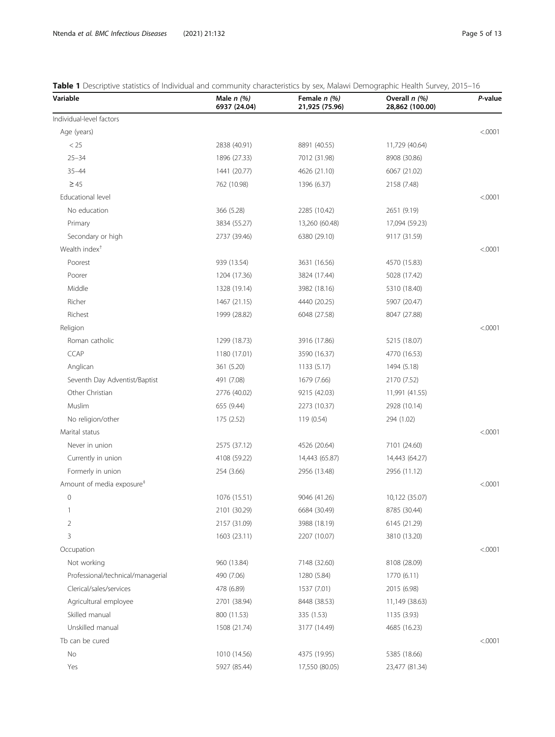**Table 1** Descriptive statistics of Individual and community characteristics by sex, Malawi Demographic Health Survey, 2015–16

| Variable | Male *n (%)* 6937 (24.04) | Female *n (%)* 21,925 (75.96) | Overall *n (%)* 28,862 (100.00) | *P*-value |
|---|---|---|---|---|
| Individual-level factors | | | | |
| Age (years) | | | | <.0001 |
| < 25 | 2838 (40.91) | 8891 (40.55) | 11,729 (40.64) | |
| 25–34 | 1896 (27.33) | 7012 (31.98) | 8908 (30.86) | |
| 35–44 | 1441 (20.77) | 4626 (21.10) | 6067 (21.02) | |
| ≥ 45 | 762 (10.98) | 1396 (6.37) | 2158 (7.48) | |
| Educational level | | | | <.0001 |
| No education | 366 (5.28) | 2285 (10.42) | 2651 (9.19) | |
| Primary | 3834 (55.27) | 13,260 (60.48) | 17,094 (59.23) | |
| Secondary or high | 2737 (39.46) | 6380 (29.10) | 9117 (31.59) | |
| Wealth index† | | | | <.0001 |
| Poorest | 939 (13.54) | 3631 (16.56) | 4570 (15.83) | |
| Poorer | 1204 (17.36) | 3824 (17.44) | 5028 (17.42) | |
| Middle | 1328 (19.14) | 3982 (18.16) | 5310 (18.40) | |
| Richer | 1467 (21.15) | 4440 (20.25) | 5907 (20.47) | |
| Richest | 1999 (28.82) | 6048 (27.58) | 8047 (27.88) | |
| Religion | | | | <.0001 |
| Roman catholic | 1299 (18.73) | 3916 (17.86) | 5215 (18.07) | |
| CCAP | 1180 (17.01) | 3590 (16.37) | 4770 (16.53) | |
| Anglican | 361 (5.20) | 1133 (5.17) | 1494 (5.18) | |
| Seventh Day Adventist/Baptist | 491 (7.08) | 1679 (7.66) | 2170 (7.52) | |
| Other Christian | 2776 (40.02) | 9215 (42.03) | 11,991 (41.55) | |
| Muslim | 655 (9.44) | 2273 (10.37) | 2928 (10.14) | |
| No religion/other | 175 (2.52) | 119 (0.54) | 294 (1.02) | |
| Marital status | | | | <.0001 |
| Never in union | 2575 (37.12) | 4526 (20.64) | 7101 (24.60) | |
| Currently in union | 4108 (59.22) | 14,443 (65.87) | 14,443 (64.27) | |
| Formerly in union | 254 (3.66) | 2956 (13.48) | 2956 (11.12) | |
| Amount of media exposure‡ | | | | <.0001 |
| 0 | 1076 (15.51) | 9046 (41.26) | 10,122 (35.07) | |
| 1 | 2101 (30.29) | 6684 (30.49) | 8785 (30.44) | |
| 2 | 2157 (31.09) | 3988 (18.19) | 6145 (21.29) | |
| 3 | 1603 (23.11) | 2207 (10.07) | 3810 (13.20) | |
| Occupation | | | | <.0001 |
| Not working | 960 (13.84) | 7148 (32.60) | 8108 (28.09) | |
| Professional/technical/managerial | 490 (7.06) | 1280 (5.84) | 1770 (6.11) | |
| Clerical/sales/services | 478 (6.89) | 1537 (7.01) | 2015 (6.98) | |
| Agricultural employee | 2701 (38.94) | 8448 (38.53) | 11,149 (38.63) | |
| Skilled manual | 800 (11.53) | 335 (1.53) | 1135 (3.93) | |
| Unskilled manual | 1508 (21.74) | 3177 (14.49) | 4685 (16.23) | |
| Tb can be cured | | | | <.0001 |
| No | 1010 (14.56) | 4375 (19.95) | 5385 (18.66) | |
| Yes | 5927 (85.44) | 17,550 (80.05) | 23,477 (81.34) | |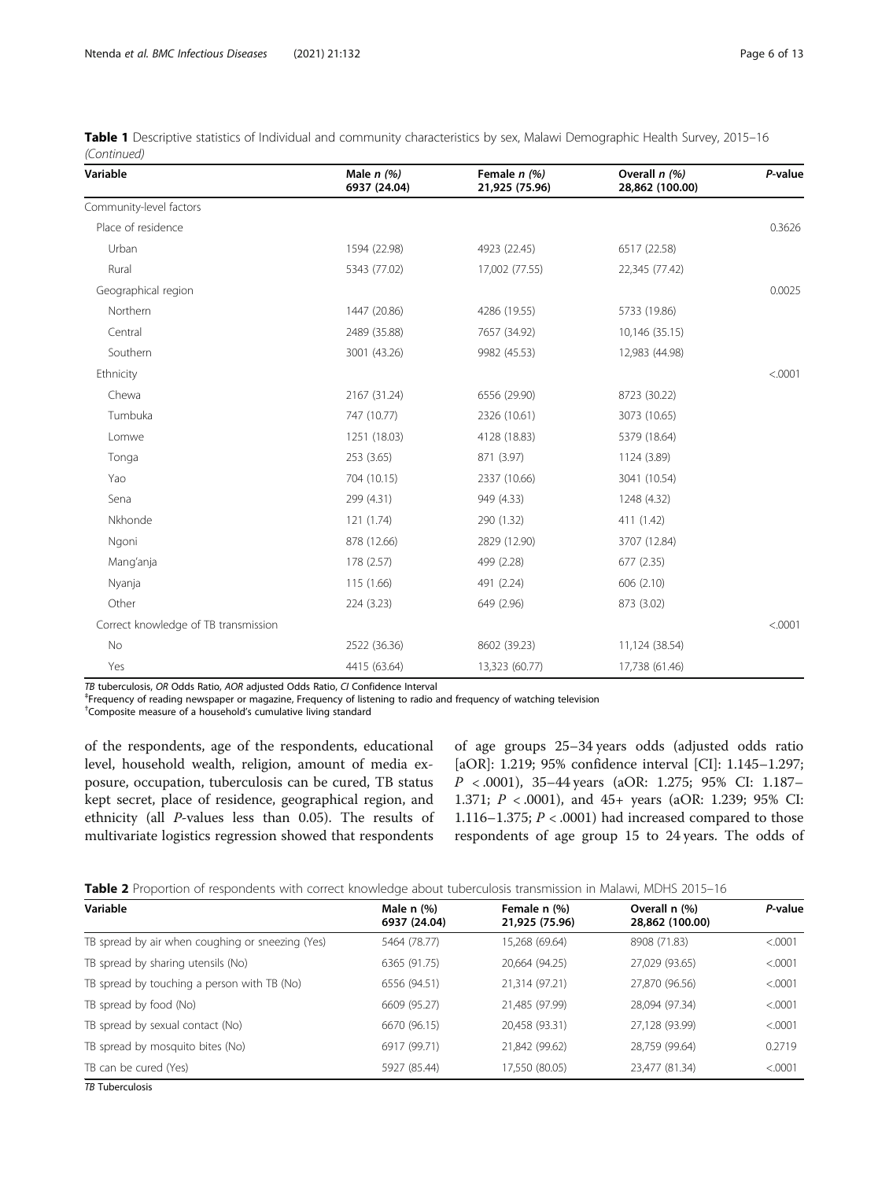**Table 1** Descriptive statistics of Individual and community characteristics by sex, Malawi Demographic Health Survey, 2015–16 *(Continued)*

| Variable | Male *n (%)* 6937 (24.04) | Female *n (%)* 21,925 (75.96) | Overall *n (%)* 28,862 (100.00) | *P*-value |
|---|---|---|---|---|
| Community-level factors | | | | |
| Place of residence | | | | 0.3626 |
| Urban | 1594 (22.98) | 4923 (22.45) | 6517 (22.58) | |
| Rural | 5343 (77.02) | 17,002 (77.55) | 22,345 (77.42) | |
| Geographical region | | | | 0.0025 |
| Northern | 1447 (20.86) | 4286 (19.55) | 5733 (19.86) | |
| Central | 2489 (35.88) | 7657 (34.92) | 10,146 (35.15) | |
| Southern | 3001 (43.26) | 9982 (45.53) | 12,983 (44.98) | |
| Ethnicity | | | | <.0001 |
| Chewa | 2167 (31.24) | 6556 (29.90) | 8723 (30.22) | |
| Tumbuka | 747 (10.77) | 2326 (10.61) | 3073 (10.65) | |
| Lomwe | 1251 (18.03) | 4128 (18.83) | 5379 (18.64) | |
| Tonga | 253 (3.65) | 871 (3.97) | 1124 (3.89) | |
| Yao | 704 (10.15) | 2337 (10.66) | 3041 (10.54) | |
| Sena | 299 (4.31) | 949 (4.33) | 1248 (4.32) | |
| Nkhonde | 121 (1.74) | 290 (1.32) | 411 (1.42) | |
| Ngoni | 878 (12.66) | 2829 (12.90) | 3707 (12.84) | |
| Mang'anja | 178 (2.57) | 499 (2.28) | 677 (2.35) | |
| Nyanja | 115 (1.66) | 491 (2.24) | 606 (2.10) | |
| Other | 224 (3.23) | 649 (2.96) | 873 (3.02) | |
| Correct knowledge of TB transmission | | | | <.0001 |
| No | 2522 (36.36) | 8602 (39.23) | 11,124 (38.54) | |
| Yes | 4415 (63.64) | 13,323 (60.77) | 17,738 (61.46) | |

*TB* tuberculosis, *OR* Odds Ratio, *AOR* adjusted Odds Ratio, *CI* Confidence Interval
‡Frequency of reading newspaper or magazine, Frequency of listening to radio and frequency of watching television
†Composite measure of a household's cumulative living standard

of the respondents, age of the respondents, educational level, household wealth, religion, amount of media exposure, occupation, tuberculosis can be cured, TB status kept secret, place of residence, geographical region, and ethnicity (all *P*-values less than 0.05). The results of multivariate logistics regression showed that respondents of age groups 25–34 years odds (adjusted odds ratio [aOR]: 1.219; 95% confidence interval [CI]: 1.145–1.297; $P < .0001$), 35–44 years (aOR: 1.275; 95% CI: 1.187–1.371; $P < .0001$), and 45+ years (aOR: 1.239; 95% CI: 1.116–1.375; $P < .0001$) had increased compared to those respondents of age group 15 to 24 years. The odds of

**Table 2** Proportion of respondents with correct knowledge about tuberculosis transmission in Malawi, MDHS 2015–16

| Variable | Male n (%) 6937 (24.04) | Female n (%) 21,925 (75.96) | Overall n (%) 28,862 (100.00) | *P*-value |
|---|---|---|---|---|
| TB spread by air when coughing or sneezing (Yes) | 5464 (78.77) | 15,268 (69.64) | 8908 (71.83) | <.0001 |
| TB spread by sharing utensils (No) | 6365 (91.75) | 20,664 (94.25) | 27,029 (93.65) | <.0001 |
| TB spread by touching a person with TB (No) | 6556 (94.51) | 21,314 (97.21) | 27,870 (96.56) | <.0001 |
| TB spread by food (No) | 6609 (95.27) | 21,485 (97.99) | 28,094 (97.34) | <.0001 |
| TB spread by sexual contact (No) | 6670 (96.15) | 20,458 (93.31) | 27,128 (93.99) | <.0001 |
| TB spread by mosquito bites (No) | 6917 (99.71) | 21,842 (99.62) | 28,759 (99.64) | 0.2719 |
| TB can be cured (Yes) | 5927 (85.44) | 17,550 (80.05) | 23,477 (81.34) | <.0001 |

*TB* Tuberculosis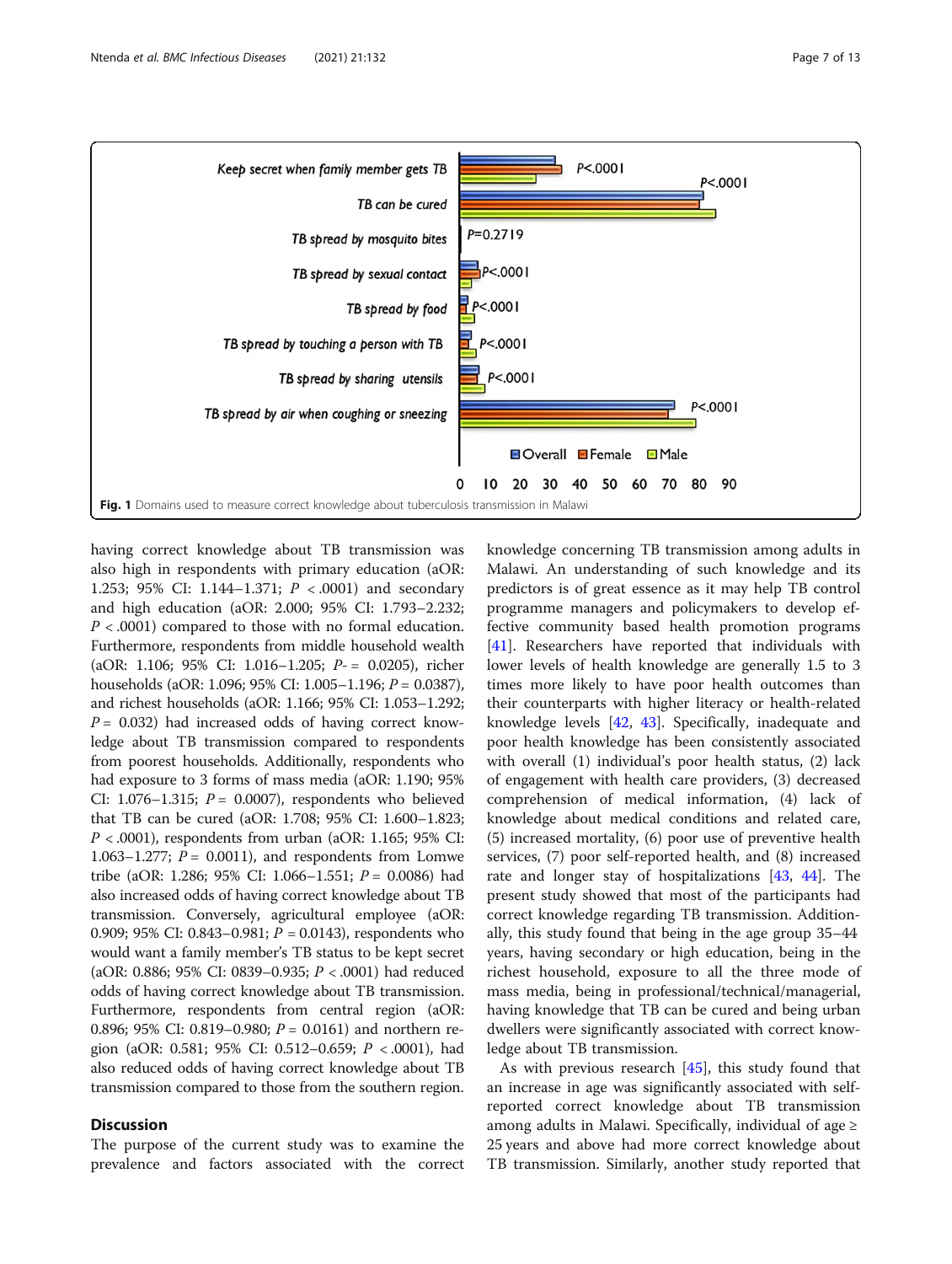Fig. 1 Domains used to measure correct knowledge about tuberculosis transmission in Malawi

having correct knowledge about TB transmission was also high in respondents with primary education (aOR: 1.253; 95% CI: 1.144–1.371; $P < .0001$) and secondary and high education (aOR: 2.000; 95% CI: 1.793–2.232; $P < .0001$) compared to those with no formal education. Furthermore, respondents from middle household wealth (aOR: 1.106; 95% CI: 1.016–1.205; $P = 0.0205$), richer households (aOR: 1.096; 95% CI: 1.005–1.196; $P = 0.0387$), and richest households (aOR: 1.166; 95% CI: 1.053–1.292; $P = 0.032$) had increased odds of having correct knowledge about TB transmission compared to respondents from poorest households. Additionally, respondents who had exposure to 3 forms of mass media (aOR: 1.190; 95% CI: 1.076–1.315; $P = 0.0007$), respondents who believed that TB can be cured (aOR: 1.708; 95% CI: 1.600–1.823; $P < .0001$), respondents from urban (aOR: 1.165; 95% CI: 1.063–1.277; $P = 0.0011$), and respondents from Lomwe tribe (aOR: 1.286; 95% CI: 1.066–1.551; $P = 0.0086$) had also increased odds of having correct knowledge about TB transmission. Conversely, agricultural employee (aOR: 0.909; 95% CI: 0.843–0.981; $P = 0.0143$), respondents who would want a family member's TB status to be kept secret (aOR: 0.886; 95% CI: 0839–0.935; $P < .0001$) had reduced odds of having correct knowledge about TB transmission. Furthermore, respondents from central region (aOR: 0.896; 95% CI: 0.819–0.980; $P = 0.0161$) and northern region (aOR: 0.581; 95% CI: 0.512–0.659; $P < .0001$), had also reduced odds of having correct knowledge about TB transmission compared to those from the southern region.

## Discussion

The purpose of the current study was to examine the prevalence and factors associated with the correct knowledge concerning TB transmission among adults in Malawi. An understanding of such knowledge and its predictors is of great essence as it may help TB control programme managers and policymakers to develop effective community based health promotion programs [41]. Researchers have reported that individuals with lower levels of health knowledge are generally 1.5 to 3 times more likely to have poor health outcomes than their counterparts with higher literacy or health-related knowledge levels [42, 43]. Specifically, inadequate and poor health knowledge has been consistently associated with overall (1) individual's poor health status, (2) lack of engagement with health care providers, (3) decreased comprehension of medical information, (4) lack of knowledge about medical conditions and related care, (5) increased mortality, (6) poor use of preventive health services, (7) poor self-reported health, and (8) increased rate and longer stay of hospitalizations [43, 44]. The present study showed that most of the participants had correct knowledge regarding TB transmission. Additionally, this study found that being in the age group 35–44 years, having secondary or high education, being in the richest household, exposure to all the three mode of mass media, being in professional/technical/managerial, having knowledge that TB can be cured and being urban dwellers were significantly associated with correct knowledge about TB transmission.

As with previous research [45], this study found that an increase in age was significantly associated with self-reported correct knowledge about TB transmission among adults in Malawi. Specifically, individual of age ≥ 25 years and above had more correct knowledge about TB transmission. Similarly, another study reported that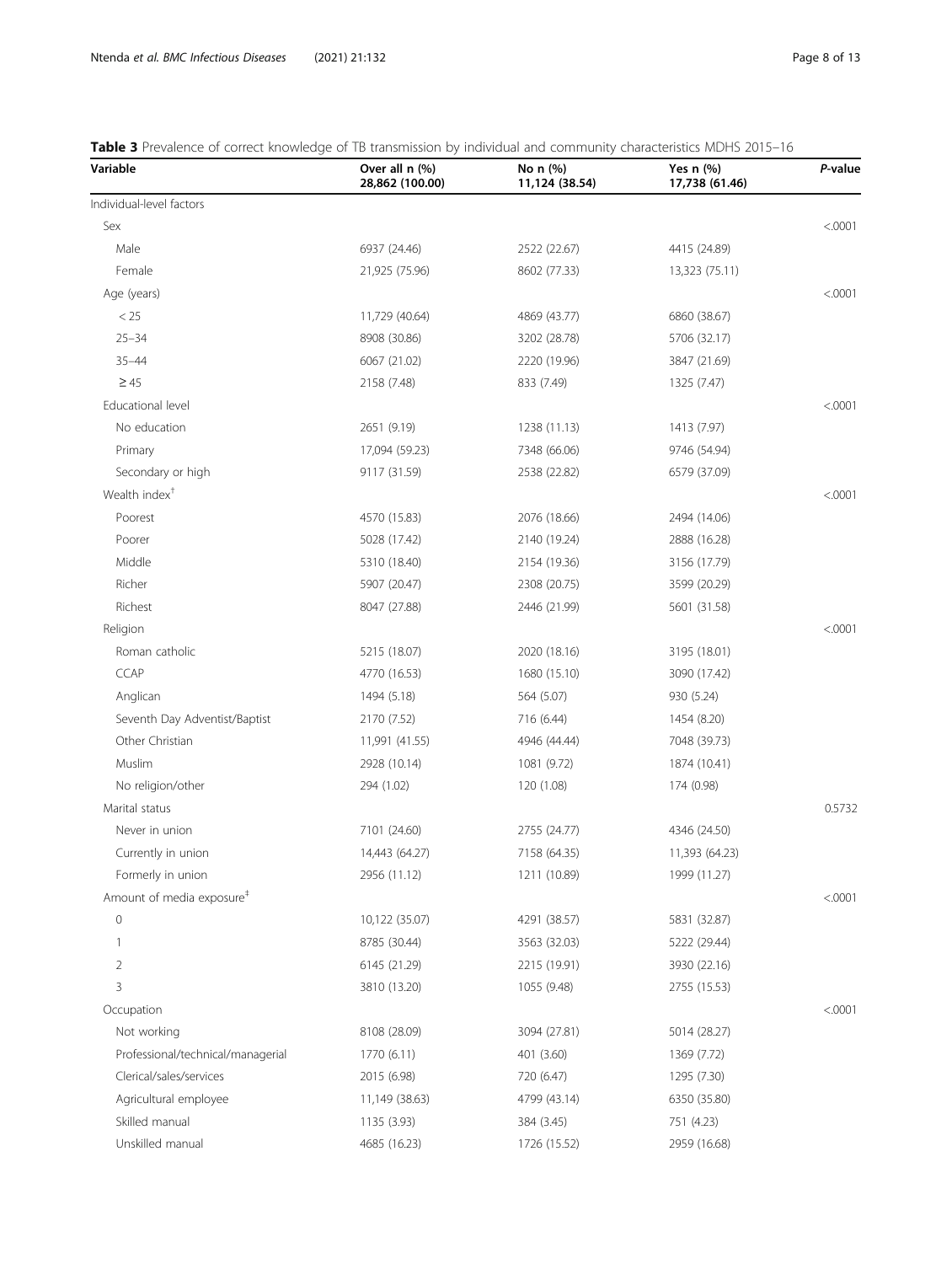**Table 3** Prevalence of correct knowledge of TB transmission by individual and community characteristics MDHS 2015–16

| Variable | Over all n (%) 28,862 (100.00) | No n (%) 11,124 (38.54) | Yes n (%) 17,738 (61.46) | *P*-value |
|---|---|---|---|---|
| Individual-level factors | | | | |
| Sex | | | | <.0001 |
| Male | 6937 (24.46) | 2522 (22.67) | 4415 (24.89) | |
| Female | 21,925 (75.96) | 8602 (77.33) | 13,323 (75.11) | |
| Age (years) | | | | <.0001 |
| < 25 | 11,729 (40.64) | 4869 (43.77) | 6860 (38.67) | |
| 25–34 | 8908 (30.86) | 3202 (28.78) | 5706 (32.17) | |
| 35–44 | 6067 (21.02) | 2220 (19.96) | 3847 (21.69) | |
| ≥ 45 | 2158 (7.48) | 833 (7.49) | 1325 (7.47) | |
| Educational level | | | | <.0001 |
| No education | 2651 (9.19) | 1238 (11.13) | 1413 (7.97) | |
| Primary | 17,094 (59.23) | 7348 (66.06) | 9746 (54.94) | |
| Secondary or high | 9117 (31.59) | 2538 (22.82) | 6579 (37.09) | |
| Wealth index[†] | | | | <.0001 |
| Poorest | 4570 (15.83) | 2076 (18.66) | 2494 (14.06) | |
| Poorer | 5028 (17.42) | 2140 (19.24) | 2888 (16.28) | |
| Middle | 5310 (18.40) | 2154 (19.36) | 3156 (17.79) | |
| Richer | 5907 (20.47) | 2308 (20.75) | 3599 (20.29) | |
| Richest | 8047 (27.88) | 2446 (21.99) | 5601 (31.58) | |
| Religion | | | | <.0001 |
| Roman catholic | 5215 (18.07) | 2020 (18.16) | 3195 (18.01) | |
| CCAP | 4770 (16.53) | 1680 (15.10) | 3090 (17.42) | |
| Anglican | 1494 (5.18) | 564 (5.07) | 930 (5.24) | |
| Seventh Day Adventist/Baptist | 2170 (7.52) | 716 (6.44) | 1454 (8.20) | |
| Other Christian | 11,991 (41.55) | 4946 (44.44) | 7048 (39.73) | |
| Muslim | 2928 (10.14) | 1081 (9.72) | 1874 (10.41) | |
| No religion/other | 294 (1.02) | 120 (1.08) | 174 (0.98) | |
| Marital status | | | | 0.5732 |
| Never in union | 7101 (24.60) | 2755 (24.77) | 4346 (24.50) | |
| Currently in union | 14,443 (64.27) | 7158 (64.35) | 11,393 (64.23) | |
| Formerly in union | 2956 (11.12) | 1211 (10.89) | 1999 (11.27) | |
| Amount of media exposure[‡] | | | | <.0001 |
| 0 | 10,122 (35.07) | 4291 (38.57) | 5831 (32.87) | |
| 1 | 8785 (30.44) | 3563 (32.03) | 5222 (29.44) | |
| 2 | 6145 (21.29) | 2215 (19.91) | 3930 (22.16) | |
| 3 | 3810 (13.20) | 1055 (9.48) | 2755 (15.53) | |
| Occupation | | | | <.0001 |
| Not working | 8108 (28.09) | 3094 (27.81) | 5014 (28.27) | |
| Professional/technical/managerial | 1770 (6.11) | 401 (3.60) | 1369 (7.72) | |
| Clerical/sales/services | 2015 (6.98) | 720 (6.47) | 1295 (7.30) | |
| Agricultural employee | 11,149 (38.63) | 4799 (43.14) | 6350 (35.80) | |
| Skilled manual | 1135 (3.93) | 384 (3.45) | 751 (4.23) | |
| Unskilled manual | 4685 (16.23) | 1726 (15.52) | 2959 (16.68) | |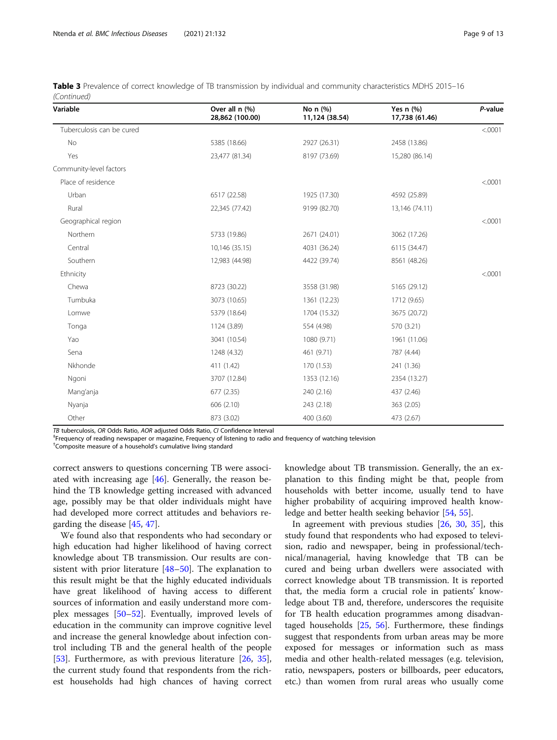**Table 3** Prevalence of correct knowledge of TB transmission by individual and community characteristics MDHS 2015–16 *(Continued)*

| Variable | Over all n (%) 28,862 (100.00) | No n (%) 11,124 (38.54) | Yes n (%) 17,738 (61.46) | *P*-value |
|---|---|---|---|---|
| Tuberculosis can be cured | | | | <.0001 |
| No | 5385 (18.66) | 2927 (26.31) | 2458 (13.86) | |
| Yes | 23,477 (81.34) | 8197 (73.69) | 15,280 (86.14) | |
| Community-level factors | | | | |
| Place of residence | | | | <.0001 |
| Urban | 6517 (22.58) | 1925 (17.30) | 4592 (25.89) | |
| Rural | 22,345 (77.42) | 9199 (82.70) | 13,146 (74.11) | |
| Geographical region | | | | <.0001 |
| Northern | 5733 (19.86) | 2671 (24.01) | 3062 (17.26) | |
| Central | 10,146 (35.15) | 4031 (36.24) | 6115 (34.47) | |
| Southern | 12,983 (44.98) | 4422 (39.74) | 8561 (48.26) | |
| Ethnicity | | | | <.0001 |
| Chewa | 8723 (30.22) | 3558 (31.98) | 5165 (29.12) | |
| Tumbuka | 3073 (10.65) | 1361 (12.23) | 1712 (9.65) | |
| Lomwe | 5379 (18.64) | 1704 (15.32) | 3675 (20.72) | |
| Tonga | 1124 (3.89) | 554 (4.98) | 570 (3.21) | |
| Yao | 3041 (10.54) | 1080 (9.71) | 1961 (11.06) | |
| Sena | 1248 (4.32) | 461 (9.71) | 787 (4.44) | |
| Nkhonde | 411 (1.42) | 170 (1.53) | 241 (1.36) | |
| Ngoni | 3707 (12.84) | 1353 (12.16) | 2354 (13.27) | |
| Mang'anja | 677 (2.35) | 240 (2.16) | 437 (2.46) | |
| Nyanja | 606 (2.10) | 243 (2.18) | 363 (2.05) | |
| Other | 873 (3.02) | 400 (3.60) | 473 (2.67) | |

*TB* tuberculosis, *OR* Odds Ratio, *AOR* adjusted Odds Ratio, *CI* Confidence Interval
‡Frequency of reading newspaper or magazine, Frequency of listening to radio and frequency of watching television
†Composite measure of a household's cumulative living standard

correct answers to questions concerning TB were associated with increasing age [46]. Generally, the reason behind the TB knowledge getting increased with advanced age, possibly may be that older individuals might have had developed more correct attitudes and behaviors regarding the disease [45, 47].

We found also that respondents who had secondary or high education had higher likelihood of having correct knowledge about TB transmission. Our results are consistent with prior literature [48–50]. The explanation to this result might be that the highly educated individuals have great likelihood of having access to different sources of information and easily understand more complex messages [50–52]. Eventually, improved levels of education in the community can improve cognitive level and increase the general knowledge about infection control including TB and the general health of the people [53]. Furthermore, as with previous literature [26, 35], the current study found that respondents from the richest households had high chances of having correct knowledge about TB transmission. Generally, the an explanation to this finding might be that, people from households with better income, usually tend to have higher probability of acquiring improved health knowledge and better health seeking behavior [54, 55].

In agreement with previous studies [26, 30, 35], this study found that respondents who had exposed to television, radio and newspaper, being in professional/technical/managerial, having knowledge that TB can be cured and being urban dwellers were associated with correct knowledge about TB transmission. It is reported that, the media form a crucial role in patients' knowledge about TB and, therefore, underscores the requisite for TB health education programmes among disadvantaged households [25, 56]. Furthermore, these findings suggest that respondents from urban areas may be more exposed for messages or information such as mass media and other health-related messages (e.g. television, ratio, newspapers, posters or billboards, peer educators, etc.) than women from rural areas who usually come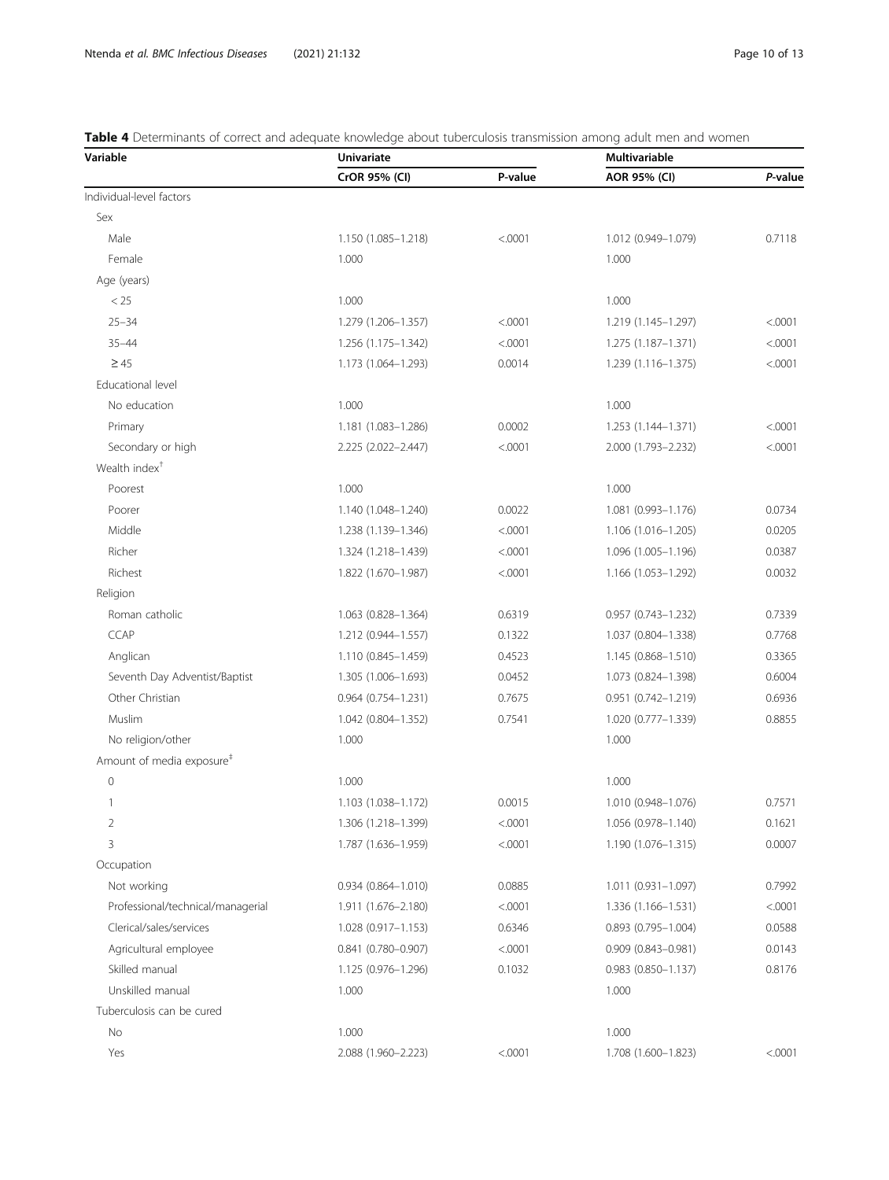**Table 4** Determinants of correct and adequate knowledge about tuberculosis transmission among adult men and women

| Variable | Univariate | | Multivariable | |
|---|---|---|---|---|
| | CrOR 95% (CI) | P-value | AOR 95% (CI) | *P*-value |
| Individual-level factors | | | | |
| Sex | | | | |
| Male | 1.150 (1.085–1.218) | <.0001 | 1.012 (0.949–1.079) | 0.7118 |
| Female | 1.000 | | 1.000 | |
| Age (years) | | | | |
| < 25 | 1.000 | | 1.000 | |
| 25–34 | 1.279 (1.206–1.357) | <.0001 | 1.219 (1.145–1.297) | <.0001 |
| 35–44 | 1.256 (1.175–1.342) | <.0001 | 1.275 (1.187–1.371) | <.0001 |
| ≥ 45 | 1.173 (1.064–1.293) | 0.0014 | 1.239 (1.116–1.375) | <.0001 |
| Educational level | | | | |
| No education | 1.000 | | 1.000 | |
| Primary | 1.181 (1.083–1.286) | 0.0002 | 1.253 (1.144–1.371) | <.0001 |
| Secondary or high | 2.225 (2.022–2.447) | <.0001 | 2.000 (1.793–2.232) | <.0001 |
| Wealth index[†] | | | | |
| Poorest | 1.000 | | 1.000 | |
| Poorer | 1.140 (1.048–1.240) | 0.0022 | 1.081 (0.993–1.176) | 0.0734 |
| Middle | 1.238 (1.139–1.346) | <.0001 | 1.106 (1.016–1.205) | 0.0205 |
| Richer | 1.324 (1.218–1.439) | <.0001 | 1.096 (1.005–1.196) | 0.0387 |
| Richest | 1.822 (1.670–1.987) | <.0001 | 1.166 (1.053–1.292) | 0.0032 |
| Religion | | | | |
| Roman catholic | 1.063 (0.828–1.364) | 0.6319 | 0.957 (0.743–1.232) | 0.7339 |
| CCAP | 1.212 (0.944–1.557) | 0.1322 | 1.037 (0.804–1.338) | 0.7768 |
| Anglican | 1.110 (0.845–1.459) | 0.4523 | 1.145 (0.868–1.510) | 0.3365 |
| Seventh Day Adventist/Baptist | 1.305 (1.006–1.693) | 0.0452 | 1.073 (0.824–1.398) | 0.6004 |
| Other Christian | 0.964 (0.754–1.231) | 0.7675 | 0.951 (0.742–1.219) | 0.6936 |
| Muslim | 1.042 (0.804–1.352) | 0.7541 | 1.020 (0.777–1.339) | 0.8855 |
| No religion/other | 1.000 | | 1.000 | |
| Amount of media exposure[‡] | | | | |
| 0 | 1.000 | | 1.000 | |
| 1 | 1.103 (1.038–1.172) | 0.0015 | 1.010 (0.948–1.076) | 0.7571 |
| 2 | 1.306 (1.218–1.399) | <.0001 | 1.056 (0.978–1.140) | 0.1621 |
| 3 | 1.787 (1.636–1.959) | <.0001 | 1.190 (1.076–1.315) | 0.0007 |
| Occupation | | | | |
| Not working | 0.934 (0.864–1.010) | 0.0885 | 1.011 (0.931–1.097) | 0.7992 |
| Professional/technical/managerial | 1.911 (1.676–2.180) | <.0001 | 1.336 (1.166–1.531) | <.0001 |
| Clerical/sales/services | 1.028 (0.917–1.153) | 0.6346 | 0.893 (0.795–1.004) | 0.0588 |
| Agricultural employee | 0.841 (0.780–0.907) | <.0001 | 0.909 (0.843–0.981) | 0.0143 |
| Skilled manual | 1.125 (0.976–1.296) | 0.1032 | 0.983 (0.850–1.137) | 0.8176 |
| Unskilled manual | 1.000 | | 1.000 | |
| Tuberculosis can be cured | | | | |
| No | 1.000 | | 1.000 | |
| Yes | 2.088 (1.960–2.223) | <.0001 | 1.708 (1.600–1.823) | <.0001 |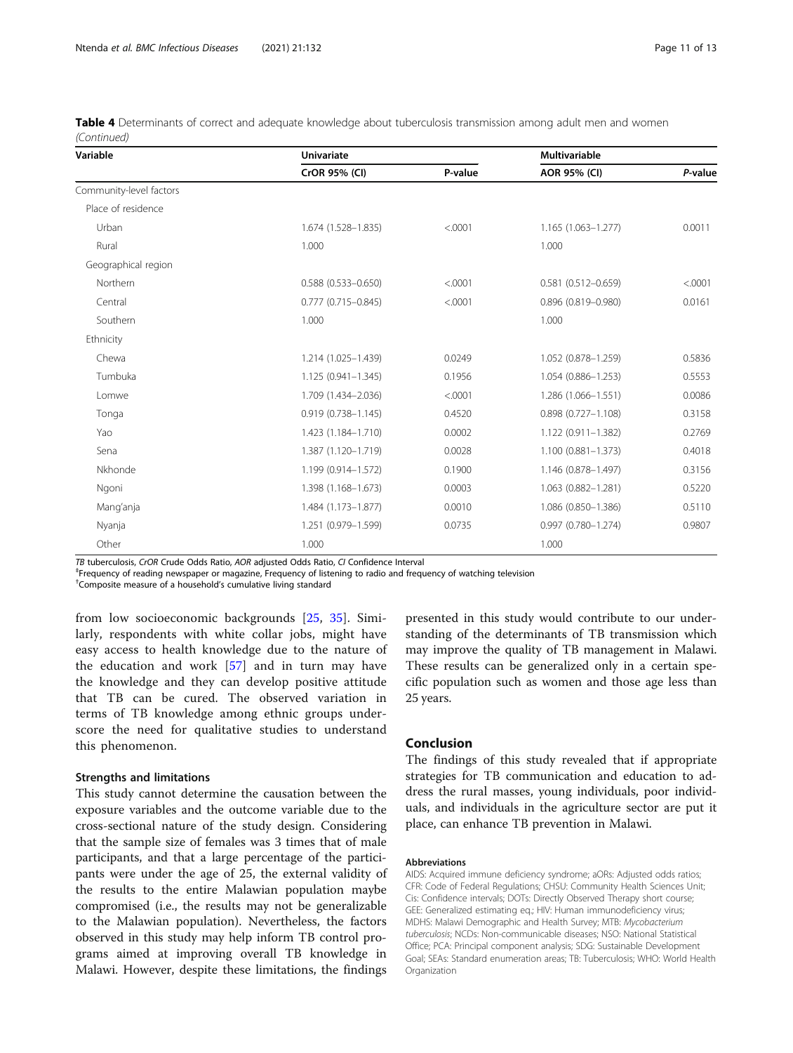**Table 4** Determinants of correct and adequate knowledge about tuberculosis transmission among adult men and women *(Continued)*

| Variable | Univariate | | Multivariable | |
|---|---|---|---|---|
| | CrOR 95% (CI) | P-value | AOR 95% (CI) | *P*-value |
| Community-level factors | | | | |
| Place of residence | | | | |
| Urban | 1.674 (1.528–1.835) | <.0001 | 1.165 (1.063–1.277) | 0.0011 |
| Rural | 1.000 | | 1.000 | |
| Geographical region | | | | |
| Northern | 0.588 (0.533–0.650) | <.0001 | 0.581 (0.512–0.659) | <.0001 |
| Central | 0.777 (0.715–0.845) | <.0001 | 0.896 (0.819–0.980) | 0.0161 |
| Southern | 1.000 | | 1.000 | |
| Ethnicity | | | | |
| Chewa | 1.214 (1.025–1.439) | 0.0249 | 1.052 (0.878–1.259) | 0.5836 |
| Tumbuka | 1.125 (0.941–1.345) | 0.1956 | 1.054 (0.886–1.253) | 0.5553 |
| Lomwe | 1.709 (1.434–2.036) | <.0001 | 1.286 (1.066–1.551) | 0.0086 |
| Tonga | 0.919 (0.738–1.145) | 0.4520 | 0.898 (0.727–1.108) | 0.3158 |
| Yao | 1.423 (1.184–1.710) | 0.0002 | 1.122 (0.911–1.382) | 0.2769 |
| Sena | 1.387 (1.120–1.719) | 0.0028 | 1.100 (0.881–1.373) | 0.4018 |
| Nkhonde | 1.199 (0.914–1.572) | 0.1900 | 1.146 (0.878–1.497) | 0.3156 |
| Ngoni | 1.398 (1.168–1.673) | 0.0003 | 1.063 (0.882–1.281) | 0.5220 |
| Mang'anja | 1.484 (1.173–1.877) | 0.0010 | 1.086 (0.850–1.386) | 0.5110 |
| Nyanja | 1.251 (0.979–1.599) | 0.0735 | 0.997 (0.780–1.274) | 0.9807 |
| Other | 1.000 | | 1.000 | |

*TB* tuberculosis, *CrOR* Crude Odds Ratio, *AOR* adjusted Odds Ratio, *CI* Confidence Interval
‡Frequency of reading newspaper or magazine, Frequency of listening to radio and frequency of watching television
†Composite measure of a household's cumulative living standard

from low socioeconomic backgrounds [25, 35]. Similarly, respondents with white collar jobs, might have easy access to health knowledge due to the nature of the education and work [57] and in turn may have the knowledge and they can develop positive attitude that TB can be cured. The observed variation in terms of TB knowledge among ethnic groups underscore the need for qualitative studies to understand this phenomenon.

### Strengths and limitations

This study cannot determine the causation between the exposure variables and the outcome variable due to the cross-sectional nature of the study design. Considering that the sample size of females was 3 times that of male participants, and that a large percentage of the participants were under the age of 25, the external validity of the results to the entire Malawian population maybe compromised (i.e., the results may not be generalizable to the Malawian population). Nevertheless, the factors observed in this study may help inform TB control programs aimed at improving overall TB knowledge in Malawi. However, despite these limitations, the findings presented in this study would contribute to our understanding of the determinants of TB transmission which may improve the quality of TB management in Malawi. These results can be generalized only in a certain specific population such as women and those age less than 25 years.

## Conclusion

The findings of this study revealed that if appropriate strategies for TB communication and education to address the rural masses, young individuals, poor individuals, and individuals in the agriculture sector are put it place, can enhance TB prevention in Malawi.

#### Abbreviations

AIDS: Acquired immune deficiency syndrome; aORs: Adjusted odds ratios; CFR: Code of Federal Regulations; CHSU: Community Health Sciences Unit; Cis: Confidence intervals; DOTs: Directly Observed Therapy short course; GEE: Generalized estimating eq.; HIV: Human immunodeficiency virus; MDHS: Malawi Demographic and Health Survey; MTB: *Mycobacterium tuberculosis*; NCDs: Non-communicable diseases; NSO: National Statistical Office; PCA: Principal component analysis; SDG: Sustainable Development Goal; SEAs: Standard enumeration areas; TB: Tuberculosis; WHO: World Health Organization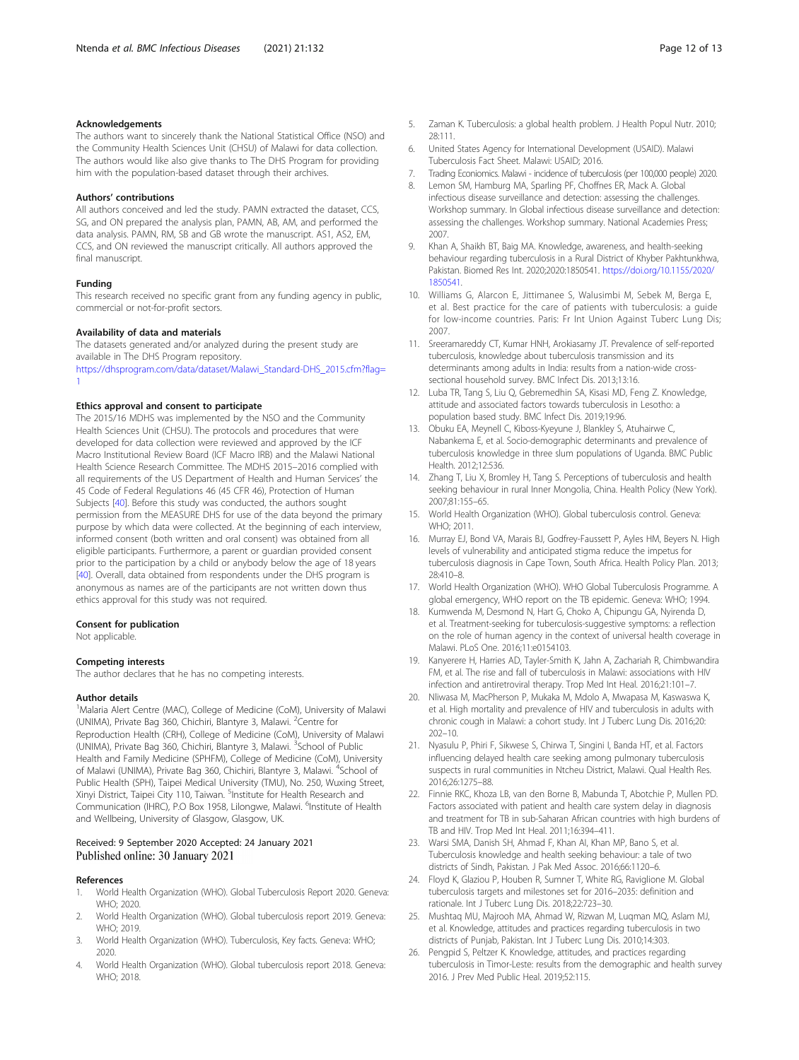### Acknowledgements

The authors want to sincerely thank the National Statistical Office (NSO) and the Community Health Sciences Unit (CHSU) of Malawi for data collection. The authors would like also give thanks to The DHS Program for providing him with the population-based dataset through their archives.

### Authors' contributions

All authors conceived and led the study. PAMN extracted the dataset, CCS, SG, and ON prepared the analysis plan, PAMN, AB, AM, and performed the data analysis. PAMN, RM, SB and GB wrote the manuscript. AS1, AS2, EM, CCS, and ON reviewed the manuscript critically. All authors approved the final manuscript.

### Funding

This research received no specific grant from any funding agency in public, commercial or not-for-profit sectors.

### Availability of data and materials

The datasets generated and/or analyzed during the present study are available in The DHS Program repository.
https://dhsprogram.com/data/dataset/Malawi_Standard-DHS_2015.cfm?flag=1

### Ethics approval and consent to participate

The 2015/16 MDHS was implemented by the NSO and the Community Health Sciences Unit (CHSU). The protocols and procedures that were developed for data collection were reviewed and approved by the ICF Macro Institutional Review Board (ICF Macro IRB) and the Malawi National Health Science Research Committee. The MDHS 2015–2016 complied with all requirements of the US Department of Health and Human Services' the 45 Code of Federal Regulations 46 (45 CFR 46), Protection of Human Subjects [40]. Before this study was conducted, the authors sought permission from the MEASURE DHS for use of the data beyond the primary purpose by which data were collected. At the beginning of each interview, informed consent (both written and oral consent) was obtained from all eligible participants. Furthermore, a parent or guardian provided consent prior to the participation by a child or anybody below the age of 18 years [40]. Overall, data obtained from respondents under the DHS program is anonymous as names are of the participants are not written down thus ethics approval for this study was not required.

### Consent for publication

Not applicable.

### Competing interests

The author declares that he has no competing interests.

### Author details

[1]Malaria Alert Centre (MAC), College of Medicine (CoM), University of Malawi (UNIMA), Private Bag 360, Chichiri, Blantyre 3, Malawi. [2]Centre for Reproduction Health (CRH), College of Medicine (CoM), University of Malawi (UNIMA), Private Bag 360, Chichiri, Blantyre 3, Malawi. [3]School of Public Health and Family Medicine (SPHFM), College of Medicine (CoM), University of Malawi (UNIMA), Private Bag 360, Chichiri, Blantyre 3, Malawi. [4]School of Public Health (SPH), Taipei Medical University (TMU), No. 250, Wuxing Street, Xinyi District, Taipei City 110, Taiwan. [5]Institute for Health Research and Communication (IHRC), P.O Box 1958, Lilongwe, Malawi. [6]Institute of Health and Wellbeing, University of Glasgow, Glasgow, UK.

Received: 9 September 2020 Accepted: 24 January 2021
Published online: 30 January 2021

### References

1. World Health Organization (WHO). Global Tuberculosis Report 2020. Geneva: WHO; 2020.
2. World Health Organization (WHO). Global tuberculosis report 2019. Geneva: WHO; 2019.
3. World Health Organization (WHO). Tuberculosis, Key facts. Geneva: WHO; 2020.
4. World Health Organization (WHO). Global tuberculosis report 2018. Geneva: WHO; 2018.
5. Zaman K. Tuberculosis: a global health problem. J Health Popul Nutr. 2010; 28:111.
6. United States Agency for International Development (USAID). Malawi Tuberculosis Fact Sheet. Malawi: USAID; 2016.
7. Trading Econiomics. Malawi - incidence of tuberculosis (per 100,000 people) 2020.
8. Lemon SM, Hamburg MA, Sparling PF, Choffnes ER, Mack A. Global infectious disease surveillance and detection: assessing the challenges. Workshop summary. In Global infectious disease surveillance and detection: assessing the challenges. Workshop summary. National Academies Press; 2007.
9. Khan A, Shaikh BT, Baig MA. Knowledge, awareness, and health-seeking behaviour regarding tuberculosis in a Rural District of Khyber Pakhtunkhwa, Pakistan. Biomed Res Int. 2020;2020:1850541. https://doi.org/10.1155/2020/1850541.
10. Williams G, Alarcon E, Jittimanee S, Walusimbi M, Sebek M, Berga E, et al. Best practice for the care of patients with tuberculosis: a guide for low-income countries. Paris: Fr Int Union Against Tuberc Lung Dis; 2007.
11. Sreeramareddy CT, Kumar HNH, Arokiasamy JT. Prevalence of self-reported tuberculosis, knowledge about tuberculosis transmission and its determinants among adults in India: results from a nation-wide cross-sectional household survey. BMC Infect Dis. 2013;13:16.
12. Luba TR, Tang S, Liu Q, Gebremedhin SA, Kisasi MD, Feng Z. Knowledge, attitude and associated factors towards tuberculosis in Lesotho: a population based study. BMC Infect Dis. 2019;19:96.
13. Obuku EA, Meynell C, Kiboss-Kyeyune J, Blankley S, Atuhairwe C, Nabankema E, et al. Socio-demographic determinants and prevalence of tuberculosis knowledge in three slum populations of Uganda. BMC Public Health. 2012;12:536.
14. Zhang T, Liu X, Bromley H, Tang S. Perceptions of tuberculosis and health seeking behaviour in rural Inner Mongolia, China. Health Policy (New York). 2007;81:155–65.
15. World Health Organization (WHO). Global tuberculosis control. Geneva: WHO; 2011.
16. Murray EJ, Bond VA, Marais BJ, Godfrey-Faussett P, Ayles HM, Beyers N. High levels of vulnerability and anticipated stigma reduce the impetus for tuberculosis diagnosis in Cape Town, South Africa. Health Policy Plan. 2013; 28:410–8.
17. World Health Organization (WHO). WHO Global Tuberculosis Programme. A global emergency, WHO report on the TB epidemic. Geneva: WHO; 1994.
18. Kumwenda M, Desmond N, Hart G, Choko A, Chipungu GA, Nyirenda D, et al. Treatment-seeking for tuberculosis-suggestive symptoms: a reflection on the role of human agency in the context of universal health coverage in Malawi. PLoS One. 2016;11:e0154103.
19. Kanyerere H, Harries AD, Tayler-Smith K, Jahn A, Zachariah R, Chimbwandira FM, et al. The rise and fall of tuberculosis in Malawi: associations with HIV infection and antiretroviral therapy. Trop Med Int Heal. 2016;21:101–7.
20. Nliwasa M, MacPherson P, Mukaka M, Mdolo A, Mwapasa M, Kaswaswa K, et al. High mortality and prevalence of HIV and tuberculosis in adults with chronic cough in Malawi: a cohort study. Int J Tuberc Lung Dis. 2016;20: 202–10.
21. Nyasulu P, Phiri F, Sikwese S, Chirwa T, Singini I, Banda HT, et al. Factors influencing delayed health care seeking among pulmonary tuberculosis suspects in rural communities in Ntcheu District, Malawi. Qual Health Res. 2016;26:1275–88.
22. Finnie RKC, Khoza LB, van den Borne B, Mabunda T, Abotchie P, Mullen PD. Factors associated with patient and health care system delay in diagnosis and treatment for TB in sub-Saharan African countries with high burdens of TB and HIV. Trop Med Int Heal. 2011;16:394–411.
23. Warsi SMA, Danish SH, Ahmad F, Khan AI, Khan MP, Bano S, et al. Tuberculosis knowledge and health seeking behaviour: a tale of two districts of Sindh, Pakistan. J Pak Med Assoc. 2016;66:1120–6.
24. Floyd K, Glaziou P, Houben R, Sumner T, White RG, Raviglione M. Global tuberculosis targets and milestones set for 2016–2035: definition and rationale. Int J Tuberc Lung Dis. 2018;22:723–30.
25. Mushtaq MU, Majrooh MA, Ahmad W, Rizwan M, Luqman MQ, Aslam MJ, et al. Knowledge, attitudes and practices regarding tuberculosis in two districts of Punjab, Pakistan. Int J Tuberc Lung Dis. 2010;14:303.
26. Pengpid S, Peltzer K. Knowledge, attitudes, and practices regarding tuberculosis in Timor-Leste: results from the demographic and health survey 2016. J Prev Med Public Heal. 2019;52:115.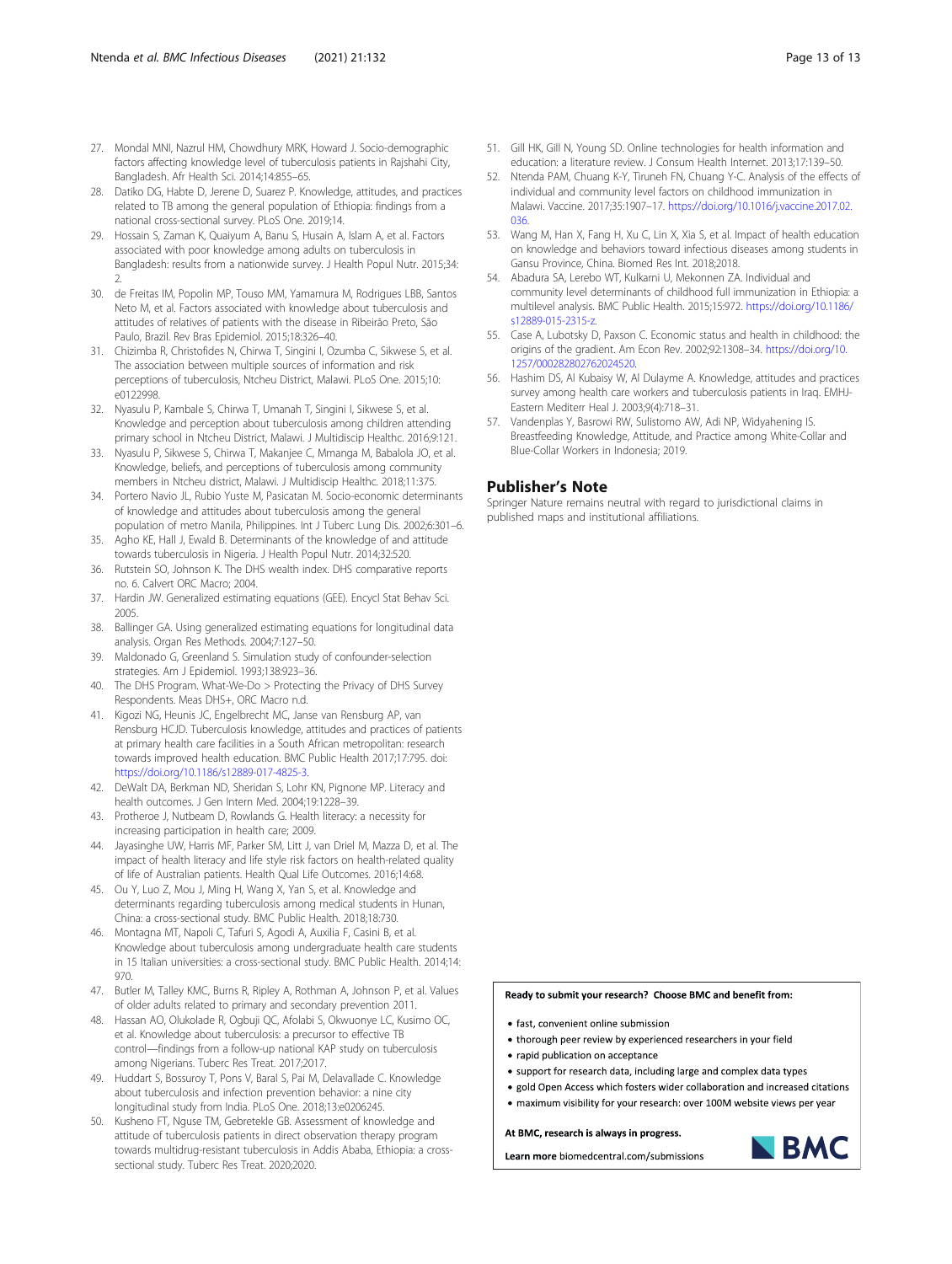27. Mondal MNI, Nazrul HM, Chowdhury MRK, Howard J. Socio-demographic factors affecting knowledge level of tuberculosis patients in Rajshahi City, Bangladesh. Afr Health Sci. 2014;14:855–65.
28. Datiko DG, Habte D, Jerene D, Suarez P. Knowledge, attitudes, and practices related to TB among the general population of Ethiopia: findings from a national cross-sectional survey. PLoS One. 2019;14.
29. Hossain S, Zaman K, Quaiyum A, Banu S, Husain A, Islam A, et al. Factors associated with poor knowledge among adults on tuberculosis in Bangladesh: results from a nationwide survey. J Health Popul Nutr. 2015;34: 2.
30. de Freitas IM, Popolin MP, Touso MM, Yamamura M, Rodrigues LBB, Santos Neto M, et al. Factors associated with knowledge about tuberculosis and attitudes of relatives of patients with the disease in Ribeirão Preto, São Paulo, Brazil. Rev Bras Epidemiol. 2015;18:326–40.
31. Chizimba R, Christofides N, Chirwa T, Singini I, Ozumba C, Sikwese S, et al. The association between multiple sources of information and risk perceptions of tuberculosis, Ntcheu District, Malawi. PLoS One. 2015;10: e0122998.
32. Nyasulu P, Kambale S, Chirwa T, Umanah T, Singini I, Sikwese S, et al. Knowledge and perception about tuberculosis among children attending primary school in Ntcheu District, Malawi. J Multidiscip Healthc. 2016;9:121.
33. Nyasulu P, Sikwese S, Chirwa T, Makanjee C, Mmanga M, Babalola JO, et al. Knowledge, beliefs, and perceptions of tuberculosis among community members in Ntcheu district, Malawi. J Multidiscip Healthc. 2018;11:375.
34. Portero Navio JL, Rubio Yuste M, Pasicatan M. Socio-economic determinants of knowledge and attitudes about tuberculosis among the general population of metro Manila, Philippines. Int J Tuberc Lung Dis. 2002;6:301–6.
35. Agho KE, Hall J, Ewald B. Determinants of the knowledge of and attitude towards tuberculosis in Nigeria. J Health Popul Nutr. 2014;32:520.
36. Rutstein SO, Johnson K. The DHS wealth index. DHS comparative reports no. 6. Calvert ORC Macro; 2004.
37. Hardin JW. Generalized estimating equations (GEE). Encycl Stat Behav Sci. 2005.
38. Ballinger GA. Using generalized estimating equations for longitudinal data analysis. Organ Res Methods. 2004;7:127–50.
39. Maldonado G, Greenland S. Simulation study of confounder-selection strategies. Am J Epidemiol. 1993;138:923–36.
40. The DHS Program. What-We-Do > Protecting the Privacy of DHS Survey Respondents. Meas DHS+, ORC Macro n.d.
41. Kigozi NG, Heunis JC, Engelbrecht MC, Janse van Rensburg AP, van Rensburg HCJD. Tuberculosis knowledge, attitudes and practices of patients at primary health care facilities in a South African metropolitan: research towards improved health education. BMC Public Health 2017;17:795. doi: https://doi.org/10.1186/s12889-017-4825-3.
42. DeWalt DA, Berkman ND, Sheridan S, Lohr KN, Pignone MP. Literacy and health outcomes. J Gen Intern Med. 2004;19:1228–39.
43. Protheroe J, Nutbeam D, Rowlands G. Health literacy: a necessity for increasing participation in health care; 2009.
44. Jayasinghe UW, Harris MF, Parker SM, Litt J, van Driel M, Mazza D, et al. The impact of health literacy and life style risk factors on health-related quality of life of Australian patients. Health Qual Life Outcomes. 2016;14:68.
45. Ou Y, Luo Z, Mou J, Ming H, Wang X, Yan S, et al. Knowledge and determinants regarding tuberculosis among medical students in Hunan, China: a cross-sectional study. BMC Public Health. 2018;18:730.
46. Montagna MT, Napoli C, Tafuri S, Agodi A, Auxilia F, Casini B, et al. Knowledge about tuberculosis among undergraduate health care students in 15 Italian universities: a cross-sectional study. BMC Public Health. 2014;14: 970.
47. Butler M, Talley KMC, Burns R, Ripley A, Rothman A, Johnson P, et al. Values of older adults related to primary and secondary prevention 2011.
48. Hassan AO, Olukolade R, Ogbuji QC, Afolabi S, Okwuonye LC, Kusimo OC, et al. Knowledge about tuberculosis: a precursor to effective TB control—findings from a follow-up national KAP study on tuberculosis among Nigerians. Tuberc Res Treat. 2017;2017.
49. Huddart S, Bossuroy T, Pons V, Baral S, Pai M, Delavallade C. Knowledge about tuberculosis and infection prevention behavior: a nine city longitudinal study from India. PLoS One. 2018;13:e0206245.
50. Kusheno FT, Nguse TM, Gebretekle GB. Assessment of knowledge and attitude of tuberculosis patients in direct observation therapy program towards multidrug-resistant tuberculosis in Addis Ababa, Ethiopia: a cross-sectional study. Tuberc Res Treat. 2020;2020.
51. Gill HK, Gill N, Young SD. Online technologies for health information and education: a literature review. J Consum Health Internet. 2013;17:139–50.
52. Ntenda PAM, Chuang K-Y, Tiruneh FN, Chuang Y-C. Analysis of the effects of individual and community level factors on childhood immunization in Malawi. Vaccine. 2017;35:1907–17. https://doi.org/10.1016/j.vaccine.2017.02.036.
53. Wang M, Han X, Fang H, Xu C, Lin X, Xia S, et al. Impact of health education on knowledge and behaviors toward infectious diseases among students in Gansu Province, China. Biomed Res Int. 2018;2018.
54. Abadura SA, Lerebo WT, Kulkarni U, Mekonnen ZA. Individual and community level determinants of childhood full immunization in Ethiopia: a multilevel analysis. BMC Public Health. 2015;15:972. https://doi.org/10.1186/s12889-015-2315-z.
55. Case A, Lubotsky D, Paxson C. Economic status and health in childhood: the origins of the gradient. Am Econ Rev. 2002;92:1308–34. https://doi.org/10.1257/000282802762024520.
56. Hashim DS, Al Kubaisy W, Al Dulayme A. Knowledge, attitudes and practices survey among health care workers and tuberculosis patients in Iraq. EMHJ-Eastern Mediterr Heal J. 2003;9(4):718–31.
57. Vandenplas Y, Basrowi RW, Sulistomo AW, Adi NP, Widyahening IS. Breastfeeding Knowledge, Attitude, and Practice among White-Collar and Blue-Collar Workers in Indonesia; 2019.

## Publisher's Note

Springer Nature remains neutral with regard to jurisdictional claims in published maps and institutional affiliations.

**Ready to submit your research? Choose BMC and benefit from:**

- fast, convenient online submission
- thorough peer review by experienced researchers in your field
- rapid publication on acceptance
- support for research data, including large and complex data types
- gold Open Access which fosters wider collaboration and increased citations
- maximum visibility for your research: over 100M website views per year

**At BMC, research is always in progress.**

**Learn more** biomedcentral.com/submissions